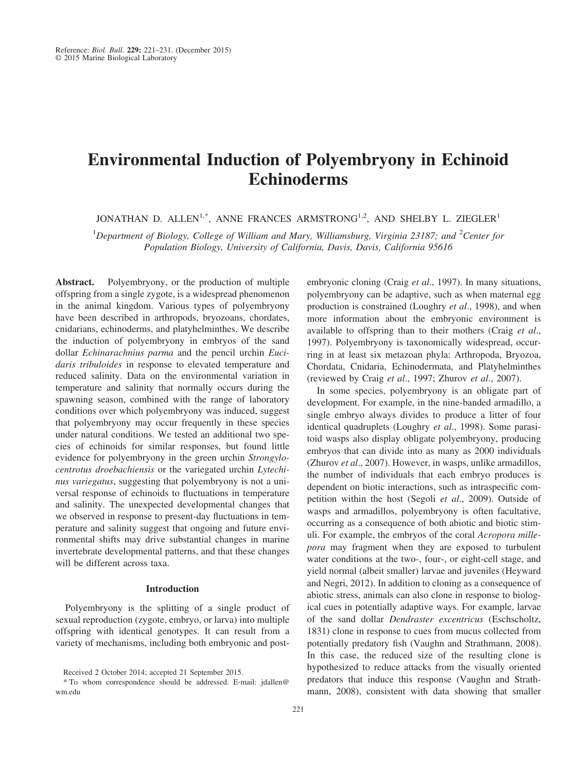Reference: *Biol. Bull.* **229:** 221–231. (December 2015)
© 2015 Marine Biological Laboratory

# Environmental Induction of Polyembryony in Echinoid Echinoderms

JONATHAN D. ALLEN[1,*], ANNE FRANCES ARMSTRONG[1,2], AND SHELBY L. ZIEGLER[1]

[1]*Department of Biology, College of William and Mary, Williamsburg, Virginia 23187; and* [2]*Center for Population Biology, University of California, Davis, Davis, California 95616*

**Abstract.** Polyembryony, or the production of multiple offspring from a single zygote, is a widespread phenomenon in the animal kingdom. Various types of polyembryony have been described in arthropods, bryozoans, chordates, cnidarians, echinoderms, and platyhelminthes. We describe the induction of polyembryony in embryos of the sand dollar *Echinarachnius parma* and the pencil urchin *Eucidaris tribuloides* in response to elevated temperature and reduced salinity. Data on the environmental variation in temperature and salinity that normally occurs during the spawning season, combined with the range of laboratory conditions over which polyembryony was induced, suggest that polyembryony may occur frequently in these species under natural conditions. We tested an additional two species of echinoids for similar responses, but found little evidence for polyembryony in the green urchin *Strongylocentrotus droebachiensis* or the variegated urchin *Lytechinus variegatus*, suggesting that polyembryony is not a universal response of echinoids to fluctuations in temperature and salinity. The unexpected developmental changes that we observed in response to present-day fluctuations in temperature and salinity suggest that ongoing and future environmental shifts may drive substantial changes in marine invertebrate developmental patterns, and that these changes will be different across taxa.

## Introduction

Polyembryony is the splitting of a single product of sexual reproduction (zygote, embryo, or larva) into multiple offspring with identical genotypes. It can result from a variety of mechanisms, including both embryonic and post-embryonic cloning (Craig *et al*., 1997). In many situations, polyembryony can be adaptive, such as when maternal egg production is constrained (Loughry *et al*., 1998), and when more information about the embryonic environment is available to offspring than to their mothers (Craig *et al*., 1997). Polyembryony is taxonomically widespread, occurring in at least six metazoan phyla: Arthropoda, Bryozoa, Chordata, Cnidaria, Echinodermata, and Platyhelminthes (reviewed by Craig *et al*., 1997; Zhurov *et al*., 2007).

In some species, polyembryony is an obligate part of development. For example, in the nine-banded armadillo, a single embryo always divides to produce a litter of four identical quadruplets (Loughry *et al*., 1998). Some parasitoid wasps also display obligate polyembryony, producing embryos that can divide into as many as 2000 individuals (Zhurov *et al*., 2007). However, in wasps, unlike armadillos, the number of individuals that each embryo produces is dependent on biotic interactions, such as intraspecific competition within the host (Segoli *et al*., 2009). Outside of wasps and armadillos, polyembryony is often facultative, occurring as a consequence of both abiotic and biotic stimuli. For example, the embryos of the coral *Acropora millepora* may fragment when they are exposed to turbulent water conditions at the two-, four-, or eight-cell stage, and yield normal (albeit smaller) larvae and juveniles (Heyward and Negri, 2012). In addition to cloning as a consequence of abiotic stress, animals can also clone in response to biological cues in potentially adaptive ways. For example, larvae of the sand dollar *Dendraster excentricus* (Eschscholtz, 1831) clone in response to cues from mucus collected from potentially predatory fish (Vaughn and Strathmann, 2008). In this case, the reduced size of the resulting clone is hypothesized to reduce attacks from the visually oriented predators that induce this response (Vaughn and Strathmann, 2008), consistent with data showing that smaller

Received 2 October 2014; accepted 21 September 2015.

* To whom correspondence should be addressed. E-mail: jdallen@wm.edu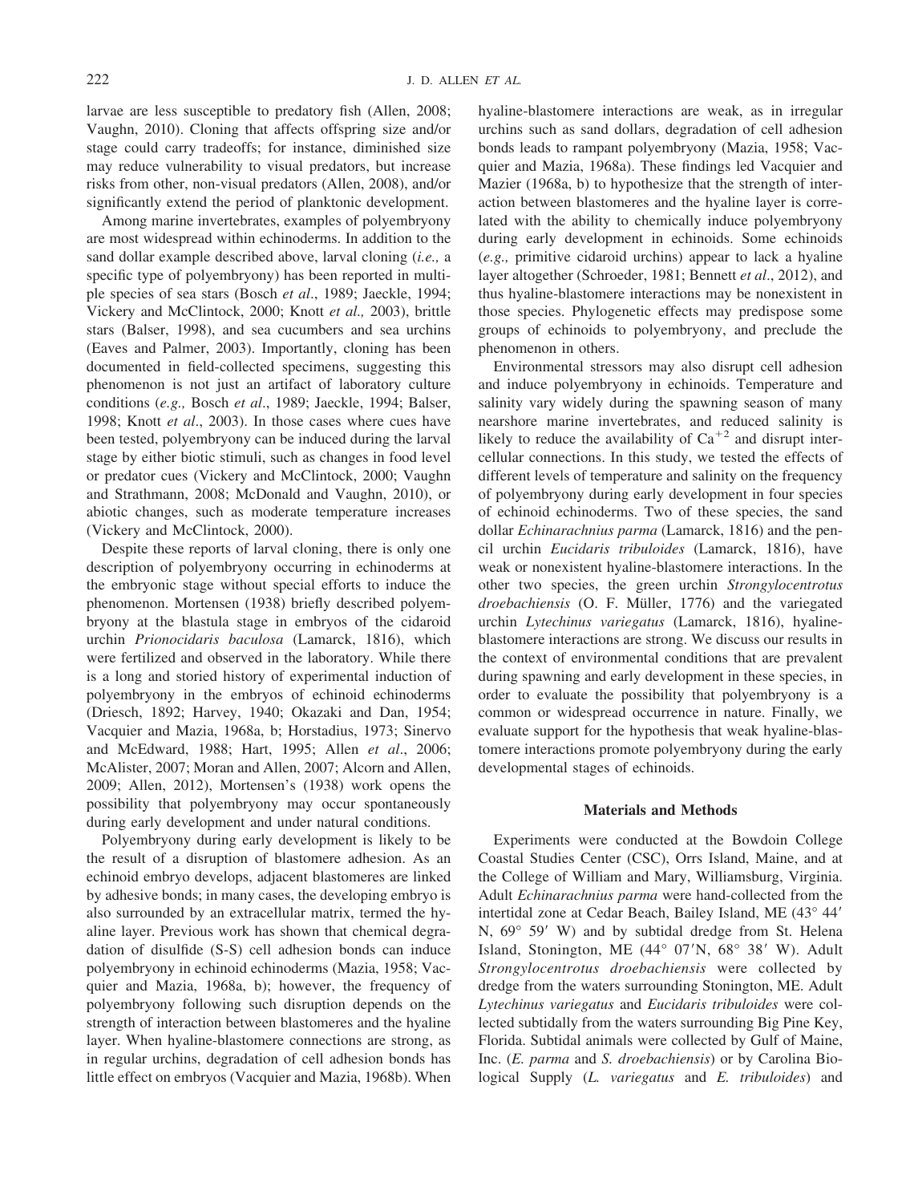larvae are less susceptible to predatory fish (Allen, 2008; Vaughn, 2010). Cloning that affects offspring size and/or stage could carry tradeoffs; for instance, diminished size may reduce vulnerability to visual predators, but increase risks from other, non-visual predators (Allen, 2008), and/or significantly extend the period of planktonic development.

Among marine invertebrates, examples of polyembryony are most widespread within echinoderms. In addition to the sand dollar example described above, larval cloning (*i.e.,* a specific type of polyembryony) has been reported in multiple species of sea stars (Bosch *et al*., 1989; Jaeckle, 1994; Vickery and McClintock, 2000; Knott *et al.,* 2003), brittle stars (Balser, 1998), and sea cucumbers and sea urchins (Eaves and Palmer, 2003). Importantly, cloning has been documented in field-collected specimens, suggesting this phenomenon is not just an artifact of laboratory culture conditions (*e.g.,* Bosch *et al*., 1989; Jaeckle, 1994; Balser, 1998; Knott *et al*., 2003). In those cases where cues have been tested, polyembryony can be induced during the larval stage by either biotic stimuli, such as changes in food level or predator cues (Vickery and McClintock, 2000; Vaughn and Strathmann, 2008; McDonald and Vaughn, 2010), or abiotic changes, such as moderate temperature increases (Vickery and McClintock, 2000).

Despite these reports of larval cloning, there is only one description of polyembryony occurring in echinoderms at the embryonic stage without special efforts to induce the phenomenon. Mortensen (1938) briefly described polyembryony at the blastula stage in embryos of the cidaroid urchin *Prionocidaris baculosa* (Lamarck, 1816), which were fertilized and observed in the laboratory. While there is a long and storied history of experimental induction of polyembryony in the embryos of echinoid echinoderms (Driesch, 1892; Harvey, 1940; Okazaki and Dan, 1954; Vacquier and Mazia, 1968a, b; Horstadius, 1973; Sinervo and McEdward, 1988; Hart, 1995; Allen *et al*., 2006; McAlister, 2007; Moran and Allen, 2007; Alcorn and Allen, 2009; Allen, 2012), Mortensen's (1938) work opens the possibility that polyembryony may occur spontaneously during early development and under natural conditions.

Polyembryony during early development is likely to be the result of a disruption of blastomere adhesion. As an echinoid embryo develops, adjacent blastomeres are linked by adhesive bonds; in many cases, the developing embryo is also surrounded by an extracellular matrix, termed the hyaline layer. Previous work has shown that chemical degradation of disulfide (S-S) cell adhesion bonds can induce polyembryony in echinoid echinoderms (Mazia, 1958; Vacquier and Mazia, 1968a, b); however, the frequency of polyembryony following such disruption depends on the strength of interaction between blastomeres and the hyaline layer. When hyaline-blastomere connections are strong, as in regular urchins, degradation of cell adhesion bonds has little effect on embryos (Vacquier and Mazia, 1968b). When hyaline-blastomere interactions are weak, as in irregular urchins such as sand dollars, degradation of cell adhesion bonds leads to rampant polyembryony (Mazia, 1958; Vacquier and Mazia, 1968a). These findings led Vacquier and Mazier (1968a, b) to hypothesize that the strength of interaction between blastomeres and the hyaline layer is correlated with the ability to chemically induce polyembryony during early development in echinoids. Some echinoids (*e.g.,* primitive cidaroid urchins) appear to lack a hyaline layer altogether (Schroeder, 1981; Bennett *et al*., 2012), and thus hyaline-blastomere interactions may be nonexistent in those species. Phylogenetic effects may predispose some groups of echinoids to polyembryony, and preclude the phenomenon in others.

Environmental stressors may also disrupt cell adhesion and induce polyembryony in echinoids. Temperature and salinity vary widely during the spawning season of many nearshore marine invertebrates, and reduced salinity is likely to reduce the availability of $Ca^{+2}$ and disrupt intercellular connections. In this study, we tested the effects of different levels of temperature and salinity on the frequency of polyembryony during early development in four species of echinoid echinoderms. Two of these species, the sand dollar *Echinarachnius parma* (Lamarck, 1816) and the pencil urchin *Eucidaris tribuloides* (Lamarck, 1816), have weak or nonexistent hyaline-blastomere interactions. In the other two species, the green urchin *Strongylocentrotus droebachiensis* (O. F. Müller, 1776) and the variegated urchin *Lytechinus variegatus* (Lamarck, 1816), hyaline-blastomere interactions are strong. We discuss our results in the context of environmental conditions that are prevalent during spawning and early development in these species, in order to evaluate the possibility that polyembryony is a common or widespread occurrence in nature. Finally, we evaluate support for the hypothesis that weak hyaline-blastomere interactions promote polyembryony during the early developmental stages of echinoids.

## Materials and Methods

Experiments were conducted at the Bowdoin College Coastal Studies Center (CSC), Orrs Island, Maine, and at the College of William and Mary, Williamsburg, Virginia. Adult *Echinarachnius parma* were hand-collected from the intertidal zone at Cedar Beach, Bailey Island, ME (43° 44′ N, 69° 59′ W) and by subtidal dredge from St. Helena Island, Stonington, ME (44° 07′N, 68° 38′ W). Adult *Strongylocentrotus droebachiensis* were collected by dredge from the waters surrounding Stonington, ME. Adult *Lytechinus variegatus* and *Eucidaris tribuloides* were collected subtidally from the waters surrounding Big Pine Key, Florida. Subtidal animals were collected by Gulf of Maine, Inc. (*E. parma* and *S. droebachiensis*) or by Carolina Biological Supply (*L. variegatus* and *E. tribuloides*) and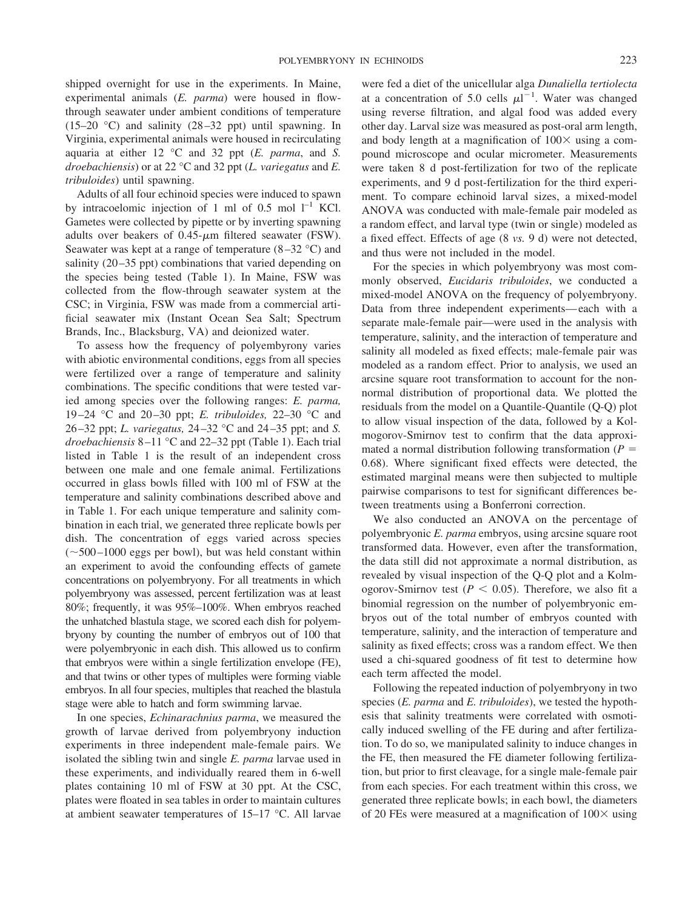shipped overnight for use in the experiments. In Maine, experimental animals (*E. parma*) were housed in flow-through seawater under ambient conditions of temperature (15–20 °C) and salinity (28–32 ppt) until spawning. In Virginia, experimental animals were housed in recirculating aquaria at either 12 °C and 32 ppt (*E. parma*, and *S. droebachiensis*) or at 22 °C and 32 ppt (*L. variegatus* and *E. tribuloides*) until spawning.

Adults of all four echinoid species were induced to spawn by intracoelomic injection of 1 ml of 0.5 mol $l^{-1}$ KCl. Gametes were collected by pipette or by inverting spawning adults over beakers of 0.45-μm filtered seawater (FSW). Seawater was kept at a range of temperature (8–32 °C) and salinity (20–35 ppt) combinations that varied depending on the species being tested (Table 1). In Maine, FSW was collected from the flow-through seawater system at the CSC; in Virginia, FSW was made from a commercial artificial seawater mix (Instant Ocean Sea Salt; Spectrum Brands, Inc., Blacksburg, VA) and deionized water.

To assess how the frequency of polyembryony varies with abiotic environmental conditions, eggs from all species were fertilized over a range of temperature and salinity combinations. The specific conditions that were tested varied among species over the following ranges: *E. parma,* 19–24 °C and 20–30 ppt; *E. tribuloides,* 22–30 °C and 26–32 ppt; *L. variegatus,* 24–32 °C and 24–35 ppt; and *S. droebachiensis* 8–11 °C and 22–32 ppt (Table 1). Each trial listed in Table 1 is the result of an independent cross between one male and one female animal. Fertilizations occurred in glass bowls filled with 100 ml of FSW at the temperature and salinity combinations described above and in Table 1. For each unique temperature and salinity combination in each trial, we generated three replicate bowls per dish. The concentration of eggs varied across species (~500–1000 eggs per bowl), but was held constant within an experiment to avoid the confounding effects of gamete concentrations on polyembryony. For all treatments in which polyembryony was assessed, percent fertilization was at least 80%; frequently, it was 95%–100%. When embryos reached the unhatched blastula stage, we scored each dish for polyembryony by counting the number of embryos out of 100 that were polyembryonic in each dish. This allowed us to confirm that embryos were within a single fertilization envelope (FE), and that twins or other types of multiples were forming viable embryos. In all four species, multiples that reached the blastula stage were able to hatch and form swimming larvae.

In one species, *Echinarachnius parma*, we measured the growth of larvae derived from polyembryony induction experiments in three independent male-female pairs. We isolated the sibling twin and single *E. parma* larvae used in these experiments, and individually reared them in 6-well plates containing 10 ml of FSW at 30 ppt. At the CSC, plates were floated in sea tables in order to maintain cultures at ambient seawater temperatures of 15–17 °C. All larvae were fed a diet of the unicellular alga *Dunaliella tertiolecta* at a concentration of 5.0 cells $\mu l^{-1}$. Water was changed using reverse filtration, and algal food was added every other day. Larval size was measured as post-oral arm length, and body length at a magnification of 100× using a compound microscope and ocular micrometer. Measurements were taken 8 d post-fertilization for two of the replicate experiments, and 9 d post-fertilization for the third experiment. To compare echinoid larval sizes, a mixed-model ANOVA was conducted with male-female pair modeled as a random effect, and larval type (twin or single) modeled as a fixed effect. Effects of age (8 *vs.* 9 d) were not detected, and thus were not included in the model.

For the species in which polyembryony was most commonly observed, *Eucidaris tribuloides*, we conducted a mixed-model ANOVA on the frequency of polyembryony. Data from three independent experiments—each with a separate male-female pair—were used in the analysis with temperature, salinity, and the interaction of temperature and salinity all modeled as fixed effects; male-female pair was modeled as a random effect. Prior to analysis, we used an arcsine square root transformation to account for the non-normal distribution of proportional data. We plotted the residuals from the model on a Quantile-Quantile (Q-Q) plot to allow visual inspection of the data, followed by a Kolmogorov-Smirnov test to confirm that the data approximated a normal distribution following transformation ($P$ = 0.68). Where significant fixed effects were detected, the estimated marginal means were then subjected to multiple pairwise comparisons to test for significant differences between treatments using a Bonferroni correction.

We also conducted an ANOVA on the percentage of polyembryonic *E. parma* embryos, using arcsine square root transformed data. However, even after the transformation, the data still did not approximate a normal distribution, as revealed by visual inspection of the Q-Q plot and a Kolmogorov-Smirnov test ($P < 0.05$). Therefore, we also fit a binomial regression on the number of polyembryonic embryos out of the total number of embryos counted with temperature, salinity, and the interaction of temperature and salinity as fixed effects; cross was a random effect. We then used a chi-squared goodness of fit test to determine how each term affected the model.

Following the repeated induction of polyembryony in two species (*E. parma* and *E. tribuloides*), we tested the hypothesis that salinity treatments were correlated with osmotically induced swelling of the FE during and after fertilization. To do so, we manipulated salinity to induce changes in the FE, then measured the FE diameter following fertilization, but prior to first cleavage, for a single male-female pair from each species. For each treatment within this cross, we generated three replicate bowls; in each bowl, the diameters of 20 FEs were measured at a magnification of 100× using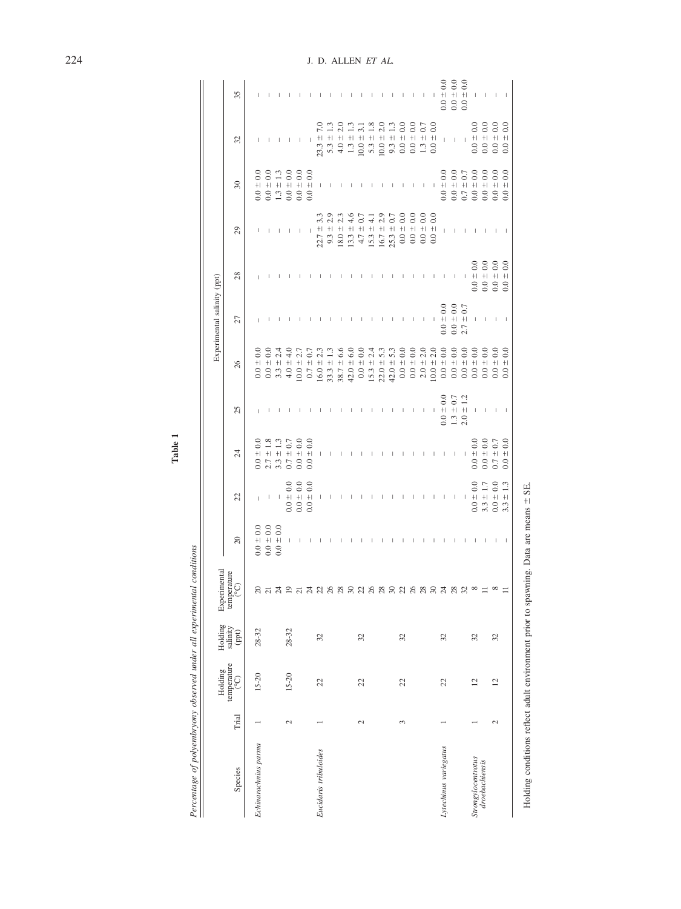**Table 1**

*Percentage of polyembryony observed under all experimental conditions*

| Species | Trial | Holding temperature (°C) | Holding salinity (ppt) | Experimental temperature (°C) | Experimental salinity (ppt) | | | | | | | | | | |
|---|---|---|---|---|---|---|---|---|---|---|---|---|---|---|---|
| | | | | | 20 | 22 | 24 | 25 | 26 | 27 | 28 | 29 | 30 | 32 | 35 |
| *Echinarachnius parma* | 1 | 15-20 | 28-32 | 20 | 0.0 ± 0.0 | – | 0.0 ± 0.0 | – | 0.0 ± 0.0 | – | – | – | 0.0 ± 0.0 | – | – |
| | | | | 21 | 0.0 ± 0.0 | – | 2.7 ± 1.8 | – | 0.0 ± 0.0 | – | – | – | 0.0 ± 0.0 | – | – |
| | | | | 24 | 0.0 ± 0.0 | – | 3.3 ± 1.3 | – | 3.3 ± 2.4 | – | – | – | 1.3 ± 1.3 | – | – |
| | 2 | 15-20 | 28-32 | 19 | – | 0.0 ± 0.0 | 0.7 ± 0.7 | – | 4.0 ± 4.0 | – | – | – | 0.0 ± 0.0 | – | – |
| | | | | 21 | – | 0.0 ± 0.0 | 0.0 ± 0.0 | – | 10.0 ± 2.7 | – | – | – | 0.0 ± 0.0 | – | – |
| | | | | 24 | – | 0.0 ± 0.0 | 0.0 ± 0.0 | – | 0.7 ± 0.7 | – | – | – | 0.0 ± 0.0 | – | – |
| *Eucidaris tribuloides* | 1 | 22 | 32 | 22 | – | – | – | – | 16.0 ± 2.3 | – | – | 22.7 ± 3.3 | – | 23.3 ± 7.0 | – |
| | | | | 26 | – | – | – | – | 33.3 ± 1.3 | – | – | 9.3 ± 2.9 | – | 5.3 ± 1.3 | – |
| | | | | 28 | – | – | – | – | 38.7 ± 6.6 | – | – | 18.0 ± 2.3 | – | 4.0 ± 2.0 | – |
| | | | | 30 | – | – | – | – | 42.0 ± 6.0 | – | – | 13.3 ± 4.6 | – | 1.3 ± 1.3 | – |
| | 2 | 22 | 32 | 22 | – | – | – | – | 0.0 ± 0.0 | – | – | 4.7 ± 0.7 | – | 10.0 ± 3.1 | – |
| | | | | 26 | – | – | – | – | 15.3 ± 2.4 | – | – | 15.3 ± 4.1 | – | 5.3 ± 1.8 | – |
| | | | | 28 | – | – | – | – | 22.0 ± 5.3 | – | – | 16.7 ± 2.9 | – | 10.0 ± 2.0 | – |
| | | | | 30 | – | – | – | – | 42.0 ± 5.3 | – | – | 25.3 ± 0.7 | – | 9.3 ± 1.3 | – |
| | 3 | 22 | 32 | 22 | – | – | – | – | 0.0 ± 0.0 | – | – | 0.0 ± 0.0 | – | 0.0 ± 0.0 | – |
| | | | | 26 | – | – | – | – | 0.0 ± 0.0 | – | – | 0.0 ± 0.0 | – | 0.0 ± 0.0 | – |
| | | | | 28 | – | – | – | – | 2.0 ± 2.0 | – | – | 0.0 ± 0.0 | – | 1.3 ± 0.7 | – |
| | | | | 30 | – | – | – | – | 10.0 ± 2.0 | – | – | 0.0 ± 0.0 | – | 0.0 ± 0.0 | – |
| *Lytechinus variegatus* | 1 | 22 | 32 | 24 | – | – | – | 0.0 ± 0.0 | 0.0 ± 0.0 | 0.0 ± 0.0 | – | – | 0.0 ± 0.0 | – | 0.0 ± 0.0 |
| | | | | 28 | – | – | – | 1.3 ± 0.7 | 0.0 ± 0.0 | 0.0 ± 0.0 | – | – | 0.0 ± 0.0 | – | 0.0 ± 0.0 |
| | | | | 32 | – | – | – | 2.0 ± 1.2 | 0.0 ± 0.0 | 2.7 ± 0.7 | – | – | 0.7 ± 0.7 | – | 0.0 ± 0.0 |
| *Strongylocentrotus droebachiensis* | 1 | 12 | 32 | 8 | – | 0.0 ± 0.0 | 0.0 ± 0.0 | – | 0.0 ± 0.0 | – | 0.0 ± 0.0 | – | 0.0 ± 0.0 | 0.0 ± 0.0 | – |
| | | | | 11 | – | 3.3 ± 1.7 | 0.0 ± 0.0 | – | 0.0 ± 0.0 | – | 0.0 ± 0.0 | – | 0.0 ± 0.0 | 0.0 ± 0.0 | – |
| | 2 | 12 | 32 | 8 | – | 0.0 ± 0.0 | 0.7 ± 0.7 | – | 0.0 ± 0.0 | – | 0.0 ± 0.0 | – | 0.0 ± 0.0 | 0.0 ± 0.0 | – |
| | | | | 11 | – | 3.3 ± 1.3 | 0.0 ± 0.0 | – | 0.0 ± 0.0 | – | 0.0 ± 0.0 | – | 0.0 ± 0.0 | 0.0 ± 0.0 | – |

Holding conditions reflect adult environment prior to spawning. Data are means ± SE.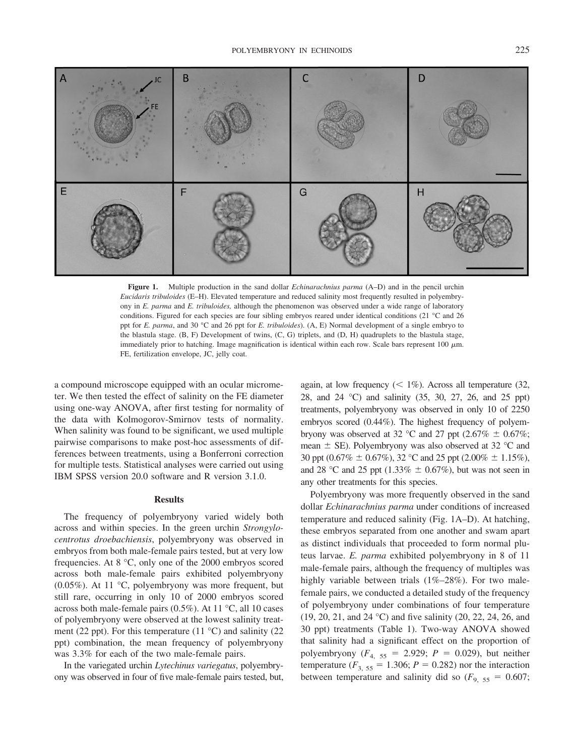**Figure 1.** Multiple production in the sand dollar *Echinarachnius parma* (A–D) and in the pencil urchin *Eucidaris tribuloides* (E–H). Elevated temperature and reduced salinity most frequently resulted in polyembryony in *E. parma* and *E. tribuloides,* although the phenomenon was observed under a wide range of laboratory conditions. Figured for each species are four sibling embryos reared under identical conditions (21 °C and 26 ppt for *E. parma*, and 30 °C and 26 ppt for *E. tribuloides*). (A, E) Normal development of a single embryo to the blastula stage. (B, F) Development of twins, (C, G) triplets, and (D, H) quadruplets to the blastula stage, immediately prior to hatching. Image magnification is identical within each row. Scale bars represent 100 $\mu$m. FE, fertilization envelope, JC, jelly coat.

a compound microscope equipped with an ocular micrometer. We then tested the effect of salinity on the FE diameter using one-way ANOVA, after first testing for normality of the data with Kolmogorov-Smirnov tests of normality. When salinity was found to be significant, we used multiple pairwise comparisons to make post-hoc assessments of differences between treatments, using a Bonferroni correction for multiple tests. Statistical analyses were carried out using IBM SPSS version 20.0 software and R version 3.1.0.

## Results

The frequency of polyembryony varied widely both across and within species. In the green urchin *Strongylocentrotus droebachiensis*, polyembryony was observed in embryos from both male-female pairs tested, but at very low frequencies. At 8 °C, only one of the 2000 embryos scored across both male-female pairs exhibited polyembryony (0.05%). At 11 °C, polyembryony was more frequent, but still rare, occurring in only 10 of 2000 embryos scored across both male-female pairs (0.5%). At 11 °C, all 10 cases of polyembryony were observed at the lowest salinity treatment (22 ppt). For this temperature (11 °C) and salinity (22 ppt) combination, the mean frequency of polyembryony was 3.3% for each of the two male-female pairs.

In the variegated urchin *Lytechinus variegatus*, polyembryony was observed in four of five male-female pairs tested, but, again, at low frequency (< 1%). Across all temperature (32, 28, and 24 °C) and salinity (35, 30, 27, 26, and 25 ppt) treatments, polyembryony was observed in only 10 of 2250 embryos scored (0.44%). The highest frequency of polyembryony was observed at 32 °C and 27 ppt (2.67% ± 0.67%; mean ± SE). Polyembryony was also observed at 32 °C and 30 ppt (0.67% ± 0.67%), 32 °C and 25 ppt (2.00% ± 1.15%), and 28 °C and 25 ppt (1.33% ± 0.67%), but was not seen in any other treatments for this species.

Polyembryony was more frequently observed in the sand dollar *Echinarachnius parma* under conditions of increased temperature and reduced salinity (Fig. 1A–D). At hatching, these embryos separated from one another and swam apart as distinct individuals that proceeded to form normal pluteus larvae. *E. parma* exhibited polyembryony in 8 of 11 male-female pairs, although the frequency of multiples was highly variable between trials (1%–28%). For two male-female pairs, we conducted a detailed study of the frequency of polyembryony under combinations of four temperature (19, 20, 21, and 24 °C) and five salinity (20, 22, 24, 26, and 30 ppt) treatments (Table 1). Two-way ANOVA showed that salinity had a significant effect on the proportion of polyembryony ($F_{4,\ 55}$ = 2.929; $P$ = 0.029), but neither temperature ($F_{3,\ 55}$ = 1.306; $P$ = 0.282) nor the interaction between temperature and salinity did so ($F_{9,\ 55}$ = 0.607;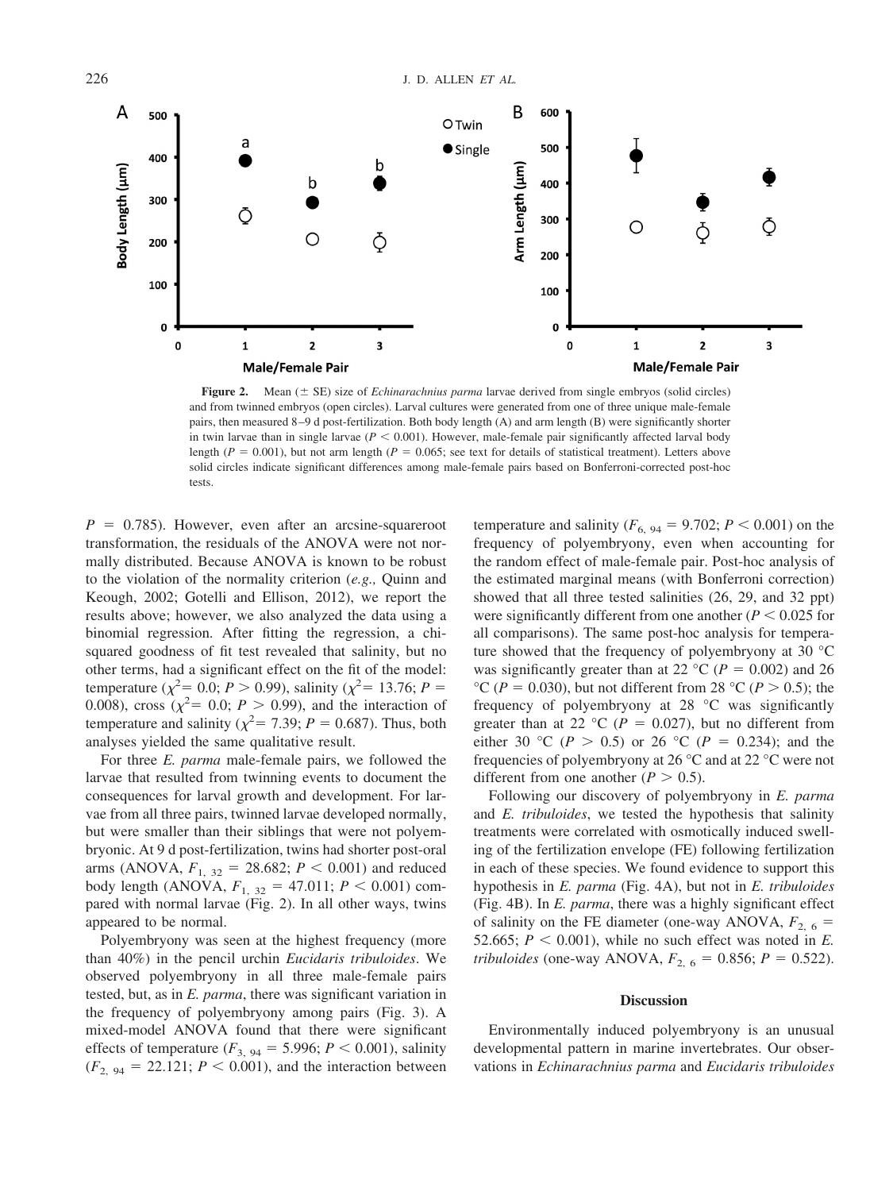**Figure 2.** Mean (± SE) size of *Echinarachnius parma* larvae derived from single embryos (solid circles) and from twinned embryos (open circles). Larval cultures were generated from one of three unique male-female pairs, then measured 8–9 d post-fertilization. Both body length (A) and arm length (B) were significantly shorter in twin larvae than in single larvae ($P < 0.001$). However, male-female pair significantly affected larval body length ($P = 0.001$), but not arm length ($P = 0.065$; see text for details of statistical treatment). Letters above solid circles indicate significant differences among male-female pairs based on Bonferroni-corrected post-hoc tests.

$P = 0.785$). However, even after an arcsine-squareroot transformation, the residuals of the ANOVA were not normally distributed. Because ANOVA is known to be robust to the violation of the normality criterion (*e.g.,* Quinn and Keough, 2002; Gotelli and Ellison, 2012), we report the results above; however, we also analyzed the data using a binomial regression. After fitting the regression, a chi-squared goodness of fit test revealed that salinity, but no other terms, had a significant effect on the fit of the model: temperature ($\chi^2 = 0.0$; $P > 0.99$), salinity ($\chi^2 = 13.76$; $P = 0.008$), cross ($\chi^2 = 0.0$; $P > 0.99$), and the interaction of temperature and salinity ($\chi^2 = 7.39$; $P = 0.687$). Thus, both analyses yielded the same qualitative result.

For three *E. parma* male-female pairs, we followed the larvae that resulted from twinning events to document the consequences for larval growth and development. For larvae from all three pairs, twinned larvae developed normally, but were smaller than their siblings that were not polyembryonic. At 9 d post-fertilization, twins had shorter post-oral arms (ANOVA, $F_{1,\ 32} = 28.682$; $P < 0.001$) and reduced body length (ANOVA, $F_{1,\ 32} = 47.011$; $P < 0.001$) compared with normal larvae (Fig. 2). In all other ways, twins appeared to be normal.

Polyembryony was seen at the highest frequency (more than 40%) in the pencil urchin *Eucidaris tribuloides*. We observed polyembryony in all three male-female pairs tested, but, as in *E. parma*, there was significant variation in the frequency of polyembryony among pairs (Fig. 3). A mixed-model ANOVA found that there were significant effects of temperature ($F_{3,\ 94} = 5.996$; $P < 0.001$), salinity ($F_{2,\ 94} = 22.121$; $P < 0.001$), and the interaction between temperature and salinity ($F_{6,\ 94} = 9.702$; $P < 0.001$) on the frequency of polyembryony, even when accounting for the random effect of male-female pair. Post-hoc analysis of the estimated marginal means (with Bonferroni correction) showed that all three tested salinities (26, 29, and 32 ppt) were significantly different from one another ($P < 0.025$ for all comparisons). The same post-hoc analysis for temperature showed that the frequency of polyembryony at 30 °C was significantly greater than at 22 °C ($P = 0.002$) and 26 °C ($P = 0.030$), but not different from 28 °C ($P > 0.5$); the frequency of polyembryony at 28 °C was significantly greater than at 22 °C ($P = 0.027$), but no different from either 30 °C ($P > 0.5$) or 26 °C ($P = 0.234$); and the frequencies of polyembryony at 26 °C and at 22 °C were not different from one another ($P > 0.5$).

Following our discovery of polyembryony in *E. parma* and *E. tribuloides*, we tested the hypothesis that salinity treatments were correlated with osmotically induced swelling of the fertilization envelope (FE) following fertilization in each of these species. We found evidence to support this hypothesis in *E. parma* (Fig. 4A), but not in *E. tribuloides* (Fig. 4B). In *E. parma*, there was a highly significant effect of salinity on the FE diameter (one-way ANOVA, $F_{2,\ 6} = 52.665$; $P < 0.001$), while no such effect was noted in *E. tribuloides* (one-way ANOVA, $F_{2,\ 6} = 0.856$; $P = 0.522$).

## Discussion

Environmentally induced polyembryony is an unusual developmental pattern in marine invertebrates. Our observations in *Echinarachnius parma* and *Eucidaris tribuloides*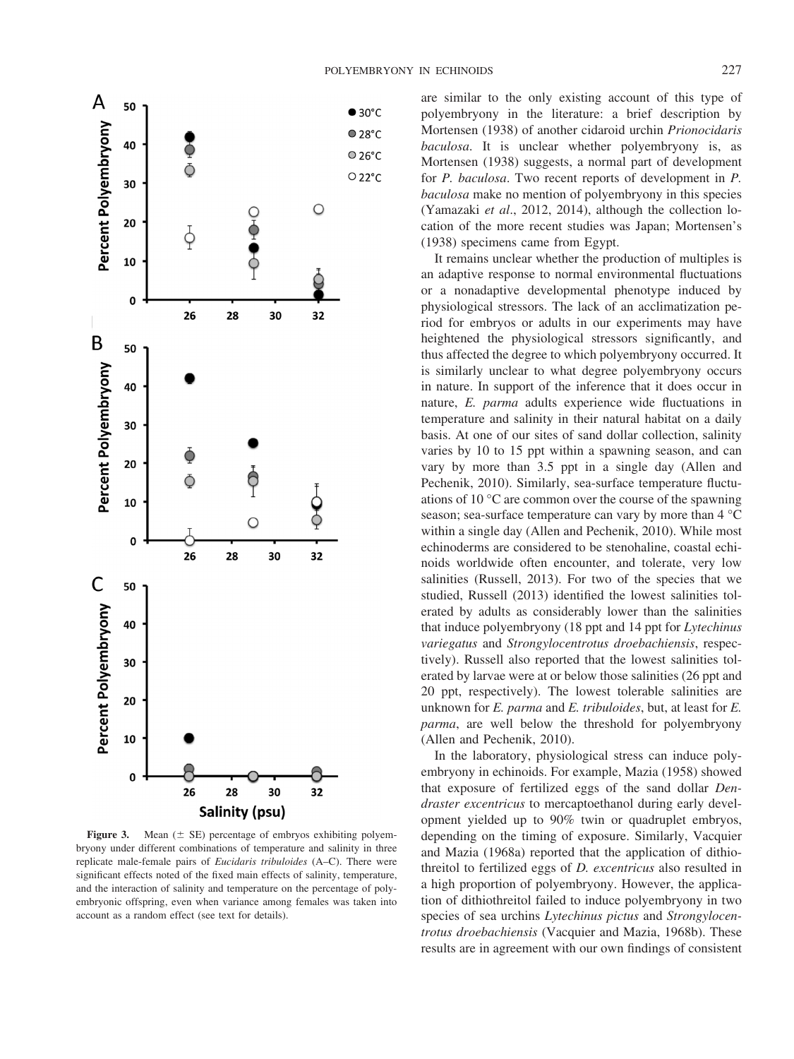**Figure 3.** Mean (± SE) percentage of embryos exhibiting polyembryony under different combinations of temperature and salinity in three replicate male-female pairs of *Eucidaris tribuloides* (A–C). There were significant effects noted of the fixed main effects of salinity, temperature, and the interaction of salinity and temperature on the percentage of polyembryonic offspring, even when variance among females was taken into account as a random effect (see text for details).

are similar to the only existing account of this type of polyembryony in the literature: a brief description by Mortensen (1938) of another cidaroid urchin *Prionocidaris baculosa*. It is unclear whether polyembryony is, as Mortensen (1938) suggests, a normal part of development for *P. baculosa*. Two recent reports of development in *P. baculosa* make no mention of polyembryony in this species (Yamazaki *et al*., 2012, 2014), although the collection location of the more recent studies was Japan; Mortensen's (1938) specimens came from Egypt.

It remains unclear whether the production of multiples is an adaptive response to normal environmental fluctuations or a nonadaptive developmental phenotype induced by physiological stressors. The lack of an acclimatization period for embryos or adults in our experiments may have heightened the physiological stressors significantly, and thus affected the degree to which polyembryony occurred. It is similarly unclear to what degree polyembryony occurs in nature. In support of the inference that it does occur in nature, *E. parma* adults experience wide fluctuations in temperature and salinity in their natural habitat on a daily basis. At one of our sites of sand dollar collection, salinity varies by 10 to 15 ppt within a spawning season, and can vary by more than 3.5 ppt in a single day (Allen and Pechenik, 2010). Similarly, sea-surface temperature fluctuations of 10 °C are common over the course of the spawning season; sea-surface temperature can vary by more than 4 °C within a single day (Allen and Pechenik, 2010). While most echinoderms are considered to be stenohaline, coastal echinoids worldwide often encounter, and tolerate, very low salinities (Russell, 2013). For two of the species that we studied, Russell (2013) identified the lowest salinities tolerated by adults as considerably lower than the salinities that induce polyembryony (18 ppt and 14 ppt for *Lytechinus variegatus* and *Strongylocentrotus droebachiensis*, respectively). Russell also reported that the lowest salinities tolerated by larvae were at or below those salinities (26 ppt and 20 ppt, respectively). The lowest tolerable salinities are unknown for *E. parma* and *E. tribuloides*, but, at least for *E. parma*, are well below the threshold for polyembryony (Allen and Pechenik, 2010).

In the laboratory, physiological stress can induce polyembryony in echinoids. For example, Mazia (1958) showed that exposure of fertilized eggs of the sand dollar *Dendraster excentricus* to mercaptoethanol during early development yielded up to 90% twin or quadruplet embryos, depending on the timing of exposure. Similarly, Vacquier and Mazia (1968a) reported that the application of dithiothreitol to fertilized eggs of *D. excentricus* also resulted in a high proportion of polyembryony. However, the application of dithiothreitol failed to induce polyembryony in two species of sea urchins *Lytechinus pictus* and *Strongylocentrotus droebachiensis* (Vacquier and Mazia, 1968b). These results are in agreement with our own findings of consistent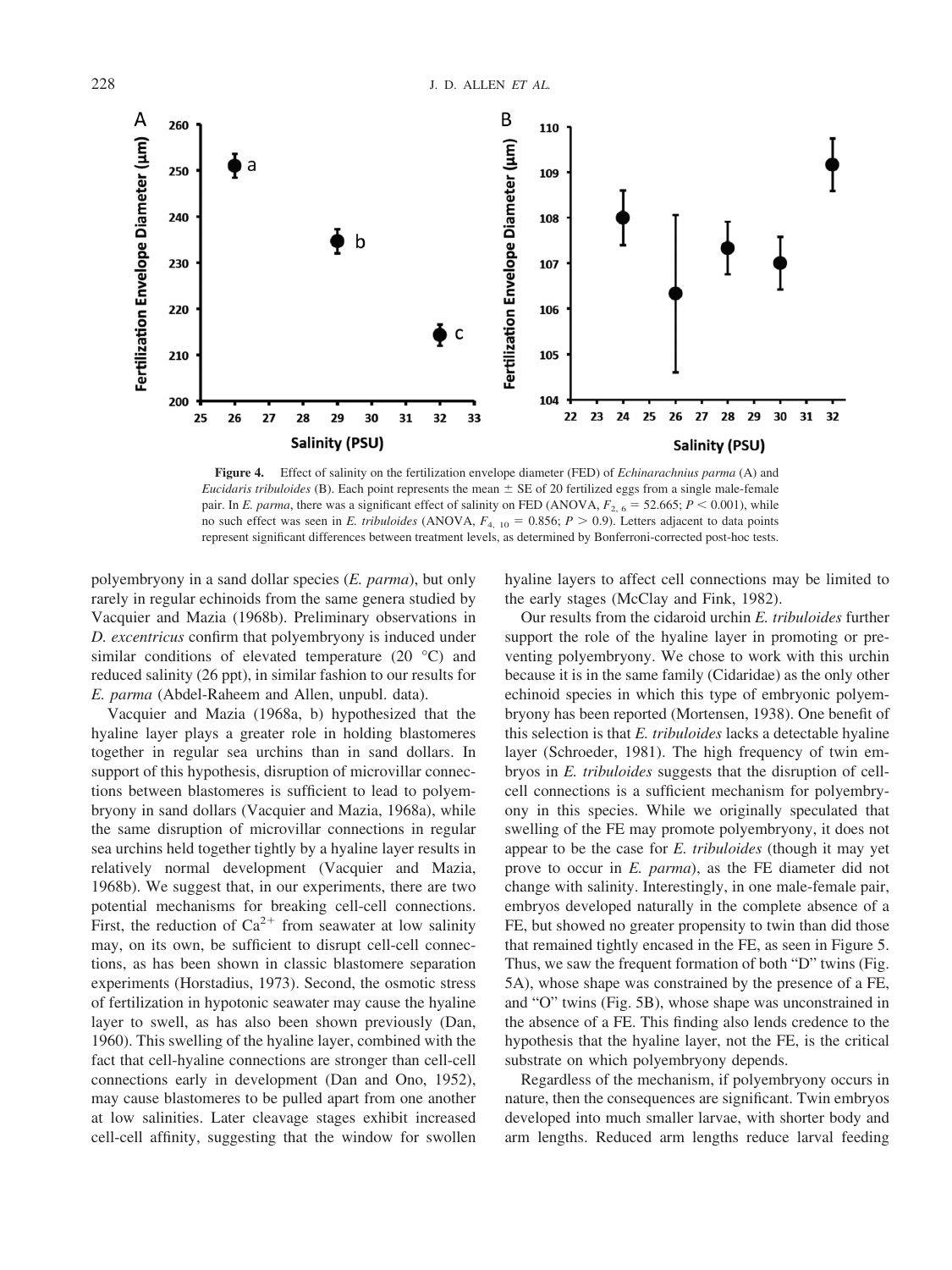**Figure 4.** Effect of salinity on the fertilization envelope diameter (FED) of *Echinarachnius parma* (A) and *Eucidaris tribuloides* (B). Each point represents the mean ± SE of 20 fertilized eggs from a single male-female pair. In *E. parma*, there was a significant effect of salinity on FED (ANOVA, $F_{2,\,6} = 52.665$; $P < 0.001$), while no such effect was seen in *E. tribuloides* (ANOVA, $F_{4,\,10} = 0.856$; $P > 0.9$). Letters adjacent to data points represent significant differences between treatment levels, as determined by Bonferroni-corrected post-hoc tests.

polyembryony in a sand dollar species (*E. parma*), but only rarely in regular echinoids from the same genera studied by Vacquier and Mazia (1968b). Preliminary observations in *D. excentricus* confirm that polyembryony is induced under similar conditions of elevated temperature (20 °C) and reduced salinity (26 ppt), in similar fashion to our results for *E. parma* (Abdel-Raheem and Allen, unpubl. data).

Vacquier and Mazia (1968a, b) hypothesized that the hyaline layer plays a greater role in holding blastomeres together in regular sea urchins than in sand dollars. In support of this hypothesis, disruption of microvillar connections between blastomeres is sufficient to lead to polyembryony in sand dollars (Vacquier and Mazia, 1968a), while the same disruption of microvillar connections in regular sea urchins held together tightly by a hyaline layer results in relatively normal development (Vacquier and Mazia, 1968b). We suggest that, in our experiments, there are two potential mechanisms for breaking cell-cell connections. First, the reduction of $Ca^{2+}$ from seawater at low salinity may, on its own, be sufficient to disrupt cell-cell connections, as has been shown in classic blastomere separation experiments (Horstadius, 1973). Second, the osmotic stress of fertilization in hypotonic seawater may cause the hyaline layer to swell, as has also been shown previously (Dan, 1960). This swelling of the hyaline layer, combined with the fact that cell-hyaline connections are stronger than cell-cell connections early in development (Dan and Ono, 1952), may cause blastomeres to be pulled apart from one another at low salinities. Later cleavage stages exhibit increased cell-cell affinity, suggesting that the window for swollen hyaline layers to affect cell connections may be limited to the early stages (McClay and Fink, 1982).

Our results from the cidaroid urchin *E. tribuloides* further support the role of the hyaline layer in promoting or preventing polyembryony. We chose to work with this urchin because it is in the same family (Cidaridae) as the only other echinoid species in which this type of embryonic polyembryony has been reported (Mortensen, 1938). One benefit of this selection is that *E. tribuloides* lacks a detectable hyaline layer (Schroeder, 1981). The high frequency of twin embryos in *E. tribuloides* suggests that the disruption of cell-cell connections is a sufficient mechanism for polyembryony in this species. While we originally speculated that swelling of the FE may promote polyembryony, it does not appear to be the case for *E. tribuloides* (though it may yet prove to occur in *E. parma*), as the FE diameter did not change with salinity. Interestingly, in one male-female pair, embryos developed naturally in the complete absence of a FE, but showed no greater propensity to twin than did those that remained tightly encased in the FE, as seen in Figure 5. Thus, we saw the frequent formation of both "D" twins (Fig. 5A), whose shape was constrained by the presence of a FE, and "O" twins (Fig. 5B), whose shape was unconstrained in the absence of a FE. This finding also lends credence to the hypothesis that the hyaline layer, not the FE, is the critical substrate on which polyembryony depends.

Regardless of the mechanism, if polyembryony occurs in nature, then the consequences are significant. Twin embryos developed into much smaller larvae, with shorter body and arm lengths. Reduced arm lengths reduce larval feeding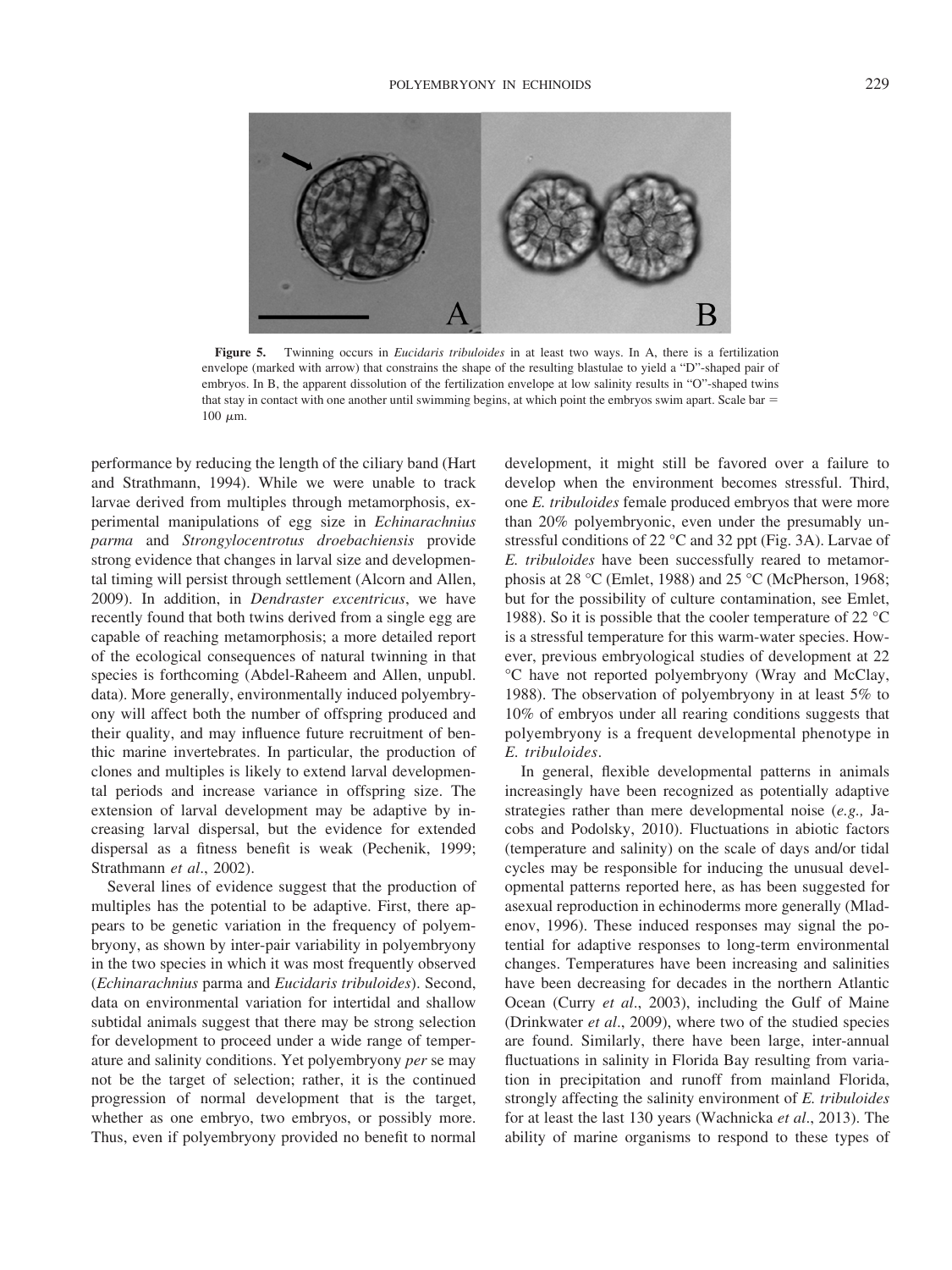**Figure 5.** Twinning occurs in *Eucidaris tribuloides* in at least two ways. In A, there is a fertilization envelope (marked with arrow) that constrains the shape of the resulting blastulae to yield a "D"-shaped pair of embryos. In B, the apparent dissolution of the fertilization envelope at low salinity results in "O"-shaped twins that stay in contact with one another until swimming begins, at which point the embryos swim apart. Scale bar = 100 $\mu$m.

performance by reducing the length of the ciliary band (Hart and Strathmann, 1994). While we were unable to track larvae derived from multiples through metamorphosis, experimental manipulations of egg size in *Echinarachnius parma* and *Strongylocentrotus droebachiensis* provide strong evidence that changes in larval size and developmental timing will persist through settlement (Alcorn and Allen, 2009). In addition, in *Dendraster excentricus*, we have recently found that both twins derived from a single egg are capable of reaching metamorphosis; a more detailed report of the ecological consequences of natural twinning in that species is forthcoming (Abdel-Raheem and Allen, unpubl. data). More generally, environmentally induced polyembryony will affect both the number of offspring produced and their quality, and may influence future recruitment of benthic marine invertebrates. In particular, the production of clones and multiples is likely to extend larval developmental periods and increase variance in offspring size. The extension of larval development may be adaptive by increasing larval dispersal, but the evidence for extended dispersal as a fitness benefit is weak (Pechenik, 1999; Strathmann *et al*., 2002).

Several lines of evidence suggest that the production of multiples has the potential to be adaptive. First, there appears to be genetic variation in the frequency of polyembryony, as shown by inter-pair variability in polyembryony in the two species in which it was most frequently observed (*Echinarachnius* parma and *Eucidaris tribuloides*). Second, data on environmental variation for intertidal and shallow subtidal animals suggest that there may be strong selection for development to proceed under a wide range of temperature and salinity conditions. Yet polyembryony *per* se may not be the target of selection; rather, it is the continued progression of normal development that is the target, whether as one embryo, two embryos, or possibly more. Thus, even if polyembryony provided no benefit to normal development, it might still be favored over a failure to develop when the environment becomes stressful. Third, one *E. tribuloides* female produced embryos that were more than 20% polyembryonic, even under the presumably unstressful conditions of 22 °C and 32 ppt (Fig. 3A). Larvae of *E. tribuloides* have been successfully reared to metamorphosis at 28 °C (Emlet, 1988) and 25 °C (McPherson, 1968; but for the possibility of culture contamination, see Emlet, 1988). So it is possible that the cooler temperature of 22 °C is a stressful temperature for this warm-water species. However, previous embryological studies of development at 22 °C have not reported polyembryony (Wray and McClay, 1988). The observation of polyembryony in at least 5% to 10% of embryos under all rearing conditions suggests that polyembryony is a frequent developmental phenotype in *E. tribuloides*.

In general, flexible developmental patterns in animals increasingly have been recognized as potentially adaptive strategies rather than mere developmental noise (*e.g.,* Jacobs and Podolsky, 2010). Fluctuations in abiotic factors (temperature and salinity) on the scale of days and/or tidal cycles may be responsible for inducing the unusual developmental patterns reported here, as has been suggested for asexual reproduction in echinoderms more generally (Mladenov, 1996). These induced responses may signal the potential for adaptive responses to long-term environmental changes. Temperatures have been increasing and salinities have been decreasing for decades in the northern Atlantic Ocean (Curry *et al*., 2003), including the Gulf of Maine (Drinkwater *et al*., 2009), where two of the studied species are found. Similarly, there have been large, inter-annual fluctuations in salinity in Florida Bay resulting from variation in precipitation and runoff from mainland Florida, strongly affecting the salinity environment of *E. tribuloides* for at least the last 130 years (Wachnicka *et al*., 2013). The ability of marine organisms to respond to these types of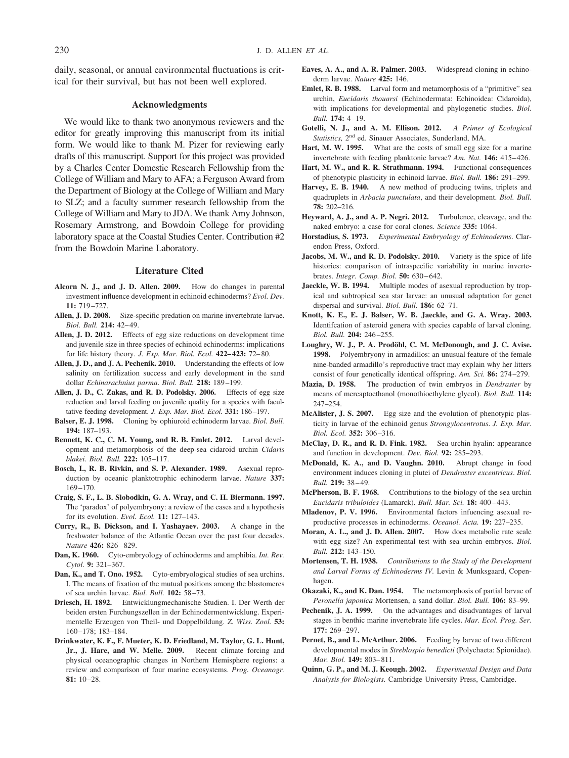daily, seasonal, or annual environmental fluctuations is critical for their survival, but has not been well explored.

## Acknowledgments

We would like to thank two anonymous reviewers and the editor for greatly improving this manuscript from its initial form. We would like to thank M. Pizer for reviewing early drafts of this manuscript. Support for this project was provided by a Charles Center Domestic Research Fellowship from the College of William and Mary to AFA; a Ferguson Award from the Department of Biology at the College of William and Mary to SLZ; and a faculty summer research fellowship from the College of William and Mary to JDA. We thank Amy Johnson, Rosemary Armstrong, and Bowdoin College for providing laboratory space at the Coastal Studies Center. Contribution #2 from the Bowdoin Marine Laboratory.

## Literature Cited

**Alcorn N. J., and J. D. Allen. 2009.** How do changes in parental investment influence development in echinoid echinoderms? *Evol. Dev.* **11:** 719–727.

**Allen, J. D. 2008.** Size-specific predation on marine invertebrate larvae. *Biol. Bull.* **214:** 42–49.

**Allen, J. D. 2012.** Effects of egg size reductions on development time and juvenile size in three species of echinoid echinoderms: implications for life history theory. *J. Exp. Mar. Biol. Ecol.* **422–423:** 72–80.

**Allen, J. D., and J. A. Pechenik. 2010.** Understanding the effects of low salinity on fertilization success and early development in the sand dollar *Echinarachnius parma*. *Biol. Bull.* **218:** 189–199.

**Allen, J. D., C. Zakas, and R. D. Podolsky. 2006.** Effects of egg size reduction and larval feeding on juvenile quality for a species with facultative feeding development. *J. Exp. Mar. Biol. Ecol.* **331:** 186–197.

**Balser, E. J. 1998.** Cloning by ophiuroid echinoderm larvae. *Biol. Bull.* **194:** 187–193.

**Bennett, K. C., C. M. Young, and R. B. Emlet. 2012.** Larval development and metamorphosis of the deep-sea cidaroid urchin *Cidaris blakei*. *Biol. Bull.* **222:** 105–117.

**Bosch, I., R. B. Rivkin, and S. P. Alexander. 1989.** Asexual reproduction by oceanic planktotrophic echinoderm larvae. *Nature* **337:** 169–170.

**Craig, S. F., L. B. Slobodkin, G. A. Wray, and C. H. Biermann. 1997.** The 'paradox' of polyembryony: a review of the cases and a hypothesis for its evolution. *Evol. Ecol.* **11:** 127–143.

**Curry, R., B. Dickson, and I. Yashayaev. 2003.** A change in the freshwater balance of the Atlantic Ocean over the past four decades. *Nature* **426:** 826–829.

**Dan, K. 1960.** Cyto-embryology of echinoderms and amphibia. *Int. Rev. Cytol.* **9:** 321–367.

**Dan, K., and T. Ono. 1952.** Cyto-embryological studies of sea urchins. I. The means of fixation of the mutual positions among the blastomeres of sea urchin larvae. *Biol. Bull.* **102:** 58–73.

**Driesch, H. 1892.** Entwicklungmechanische Studien. I. Der Werth der beiden ersten Furchungszellen in der Echinodermentwicklung. Experimentelle Erzeugen von Theil- und Doppelbildung. *Z. Wiss. Zool.* **53:** 160–178; 183–184.

**Drinkwater, K. F., F. Mueter, K. D. Friedland, M. Taylor, G. L. Hunt, Jr., J. Hare, and W. Melle. 2009.** Recent climate forcing and physical oceanographic changes in Northern Hemisphere regions: a review and comparison of four marine ecosystems. *Prog. Oceanogr.* **81:** 10–28.

**Eaves, A. A., and A. R. Palmer. 2003.** Widespread cloning in echinoderm larvae. *Nature* **425:** 146.

**Emlet, R. B. 1988.** Larval form and metamorphosis of a "primitive" sea urchin, *Eucidaris thouarsi* (Echinodermata: Echinoidea: Cidaroida), with implications for developmental and phylogenetic studies. *Biol. Bull.* **174:** 4–19.

**Gotelli, N. J., and A. M. Ellison. 2012.** *A Primer of Ecological Statistics,* 2nd ed. Sinauer Associates, Sunderland, MA.

**Hart, M. W. 1995.** What are the costs of small egg size for a marine invertebrate with feeding planktonic larvae? *Am. Nat.* **146:** 415–426.

**Hart, M. W., and R. R. Strathmann. 1994.** Functional consequences of phenotypic plasticity in echinoid larvae. *Biol. Bull.* **186:** 291–299.

**Harvey, E. B. 1940.** A new method of producing twins, triplets and quadruplets in *Arbacia punctulata*, and their development. *Biol. Bull.* **78:** 202–216.

**Heyward, A. J., and A. P. Negri. 2012.** Turbulence, cleavage, and the naked embryo: a case for coral clones. *Science* **335:** 1064.

**Horstadius, S. 1973.** *Experimental Embryology of Echinoderms*. Clarendon Press, Oxford.

**Jacobs, M. W., and R. D. Podolsky. 2010.** Variety is the spice of life histories: comparison of intraspecific variability in marine invertebrates. *Integr. Comp. Biol.* **50:** 630–642.

**Jaeckle, W. B. 1994.** Multiple modes of asexual reproduction by tropical and subtropical sea star larvae: an unusual adaptation for genet dispersal and survival. *Biol. Bull.* **186:** 62–71.

**Knott, K. E., E. J. Balser, W. B. Jaeckle, and G. A. Wray. 2003.** Identifcation of asteroid genera with species capable of larval cloning. *Biol. Bull.* **204:** 246–255.

**Loughry, W. J., P. A. Prodöhl, C. M. McDonough, and J. C. Avise. 1998.** Polyembryony in armadillos: an unusual feature of the female nine-banded armadillo's reproductive tract may explain why her litters consist of four genetically identical offspring. *Am. Sci.* **86:** 274–279.

**Mazia, D. 1958.** The production of twin embryos in *Dendraster* by means of mercaptoethanol (monothioethylene glycol). *Biol. Bull.* **114:** 247–254.

**McAlister, J. S. 2007.** Egg size and the evolution of phenotypic plasticity in larvae of the echinoid genus *Strongylocentrotus*. *J. Exp. Mar. Biol. Ecol.* **352:** 306–316.

**McClay, D. R., and R. D. Fink. 1982.** Sea urchin hyalin: appearance and function in development. *Dev. Biol.* **92:** 285–293.

**McDonald, K. A., and D. Vaughn. 2010.** Abrupt change in food environment induces cloning in plutei of *Dendraster excentricus*. *Biol. Bull.* **219:** 38–49.

**McPherson, B. F. 1968.** Contributions to the biology of the sea urchin *Eucidaris tribuloides* (Lamarck). *Bull. Mar. Sci.* **18:** 400–443.

**Mladenov, P. V. 1996.** Environmental factors influencing asexual reproductive processes in echinoderms. *Oceanol. Acta.* **19:** 227–235.

**Moran, A. L., and J. D. Allen. 2007.** How does metabolic rate scale with egg size? An experimental test with sea urchin embryos. *Biol. Bull.* **212:** 143–150.

**Mortensen, T. H. 1938.** *Contributions to the Study of the Development and Larval Forms of Echinoderms IV*. Levin & Munksgaard, Copenhagen.

**Okazaki, K., and K. Dan. 1954.** The metamorphosis of partial larvae of *Peronella japonica* Mortensen, a sand dollar. *Biol. Bull.* **106:** 83–99.

**Pechenik, J. A. 1999.** On the advantages and disadvantages of larval stages in benthic marine invertebrate life cycles. *Mar. Ecol. Prog. Ser.* **177:** 269–297.

**Pernet, B., and L. McArthur. 2006.** Feeding by larvae of two different developmental modes in *Streblospio benedicti* (Polychaeta: Spionidae). *Mar. Biol.* **149:** 803–811.

**Quinn, G. P., and M. J. Keough. 2002.** *Experimental Design and Data Analysis for Biologists.* Cambridge University Press, Cambridge.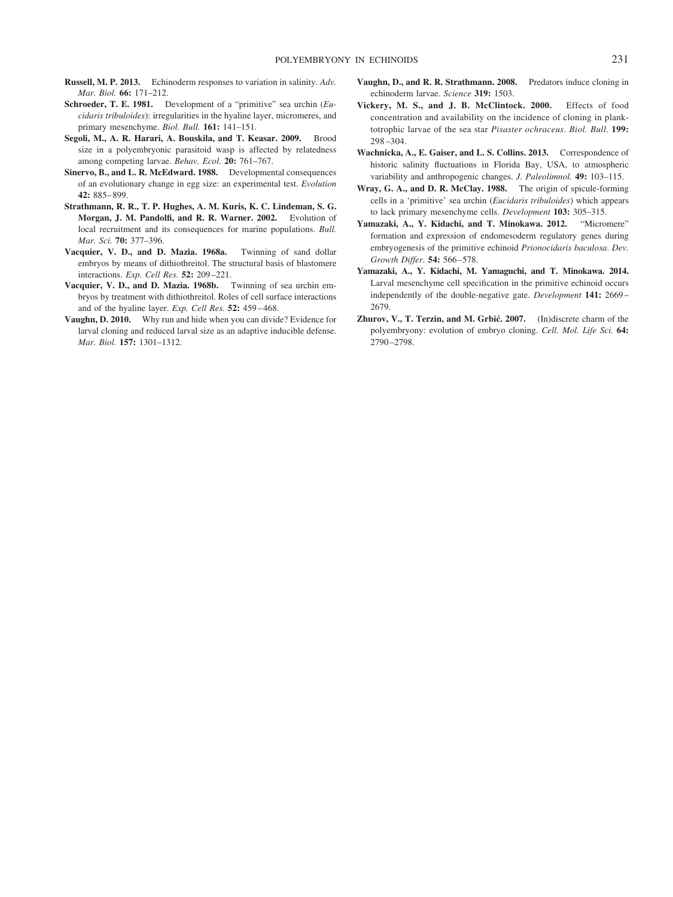**Russell, M. P. 2013.** Echinoderm responses to variation in salinity. *Adv. Mar. Biol.* **66:** 171–212.

**Schroeder, T. E. 1981.** Development of a "primitive" sea urchin (*Eucidaris tribuloides*): irregularities in the hyaline layer, micromeres, and primary mesenchyme. *Biol. Bull.* **161:** 141–151.

**Segoli, M., A. R. Harari, A. Bouskila, and T. Keasar. 2009.** Brood size in a polyembryonic parasitoid wasp is affected by relatedness among competing larvae. *Behav. Ecol.* **20:** 761–767.

**Sinervo, B., and L. R. McEdward. 1988.** Developmental consequences of an evolutionary change in egg size: an experimental test. *Evolution* **42:** 885–899.

**Strathmann, R. R., T. P. Hughes, A. M. Kuris, K. C. Lindeman, S. G. Morgan, J. M. Pandolfi, and R. R. Warner. 2002.** Evolution of local recruitment and its consequences for marine populations. *Bull. Mar. Sci.* **70:** 377–396.

**Vacquier, V. D., and D. Mazia. 1968a.** Twinning of sand dollar embryos by means of dithiothreitol. The structural basis of blastomere interactions. *Exp. Cell Res.* **52:** 209–221.

**Vacquier, V. D., and D. Mazia. 1968b.** Twinning of sea urchin embryos by treatment with dithiothreitol. Roles of cell surface interactions and of the hyaline layer. *Exp. Cell Res.* **52:** 459–468.

**Vaughn, D. 2010.** Why run and hide when you can divide? Evidence for larval cloning and reduced larval size as an adaptive inducible defense. *Mar. Biol.* **157:** 1301–1312.

**Vaughn, D., and R. R. Strathmann. 2008.** Predators induce cloning in echinoderm larvae. *Science* **319:** 1503.

**Vickery, M. S., and J. B. McClintock. 2000.** Effects of food concentration and availability on the incidence of cloning in planktotrophic larvae of the sea star *Pisaster ochraceus*. *Biol. Bull.* **199:** 298–304.

**Wachnicka, A., E. Gaiser, and L. S. Collins. 2013.** Correspondence of historic salinity fluctuations in Florida Bay, USA, to atmospheric variability and anthropogenic changes. *J. Paleolimnol.* **49:** 103–115.

**Wray, G. A., and D. R. McClay. 1988.** The origin of spicule-forming cells in a 'primitive' sea urchin (*Eucidaris tribuloides*) which appears to lack primary mesenchyme cells. *Development* **103:** 305–315.

**Yamazaki, A., Y. Kidachi, and T. Minokawa. 2012.** "Micromere" formation and expression of endomesoderm regulatory genes during embryogenesis of the primitive echinoid *Prionocidaris baculosa*. *Dev. Growth Differ.* **54:** 566–578.

**Yamazaki, A., Y. Kidachi, M. Yamaguchi, and T. Minokawa. 2014.** Larval mesenchyme cell specification in the primitive echinoid occurs independently of the double-negative gate. *Development* **141:** 2669–2679.

**Zhurov, V., T. Terzin, and M. Grbić. 2007.** (In)discrete charm of the polyembryony: evolution of embryo cloning. *Cell. Mol. Life Sci.* **64:** 2790–2798.